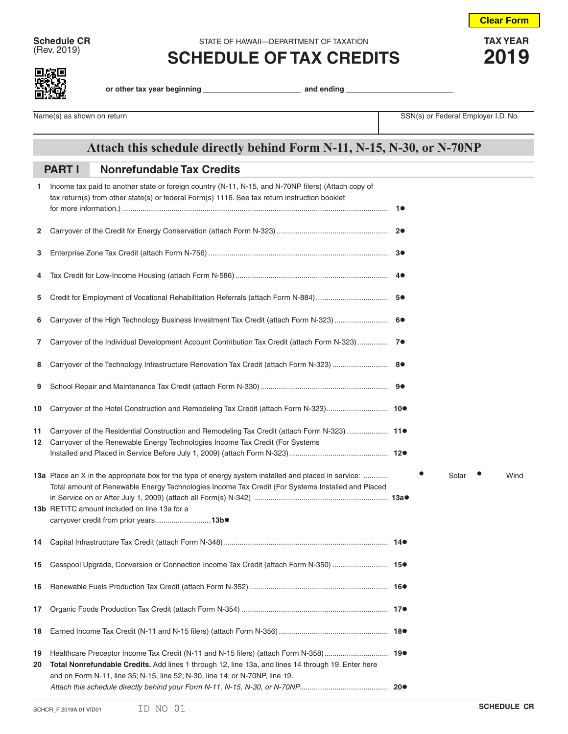Clear Form

**Schedule CR**
(Rev. 2019)

STATE OF HAWAII—DEPARTMENT OF TAXATION

# SCHEDULE OF TAX CREDITS

**TAX YEAR**
**2019**

**or other tax year beginning** \_\_\_\_\_\_\_\_\_\_\_\_\_\_\_\_\_\_ **and ending** \_\_\_\_\_\_\_\_\_\_\_\_\_\_\_\_\_\_

| Name(s) as shown on return | SSN(s) or Federal Employer I.D. No. |
|---|---|
| | |

## Attach this schedule directly behind Form N-11, N-15, N-30, or N-70NP

## PART I Nonrefundable Tax Credits

| Line | Description | | |
|---|---|---|---|
| 1 | Income tax paid to another state or foreign country (N-11, N-15, and N-70NP filers) (Attach copy of tax return(s) from other state(s) or federal Form(s) 1116. See tax return instruction booklet for more information.) | 1● | |
| 2 | Carryover of the Credit for Energy Conservation (attach Form N-323) | 2● | |
| 3 | Enterprise Zone Tax Credit (attach Form N-756) | 3● | |
| 4 | Tax Credit for Low-Income Housing (attach Form N-586) | 4● | |
| 5 | Credit for Employment of Vocational Rehabilitation Referrals (attach Form N-884) | 5● | |
| 6 | Carryover of the High Technology Business Investment Tax Credit (attach Form N-323) | 6● | |
| 7 | Carryover of the Individual Development Account Contribution Tax Credit (attach Form N-323) | 7● | |
| 8 | Carryover of the Technology Infrastructure Renovation Tax Credit (attach Form N-323) | 8● | |
| 9 | School Repair and Maintenance Tax Credit (attach Form N-330) | 9● | |
| 10 | Carryover of the Hotel Construction and Remodeling Tax Credit (attach Form N-323) | 10● | |
| 11 | Carryover of the Residential Construction and Remodeling Tax Credit (attach Form N-323) | 11● | |
| 12 | Carryover of the Renewable Energy Technologies Income Tax Credit (For Systems Installed and Placed in Service Before July 1, 2009) (attach Form N-323) | 12● | |
| 13a | Place an X in the appropriate box for the type of energy system installed and placed in service: ● Solar ● Wind<br>Total amount of Renewable Energy Technologies Income Tax Credit (For Systems Installed and Placed in Service on or After July 1, 2009) (attach all Form(s) N-342) | 13a● | |
| 13b | RETITC amount included on line 13a for a carryover credit from prior years ..... 13b● | | |
| 14 | Capital Infrastructure Tax Credit (attach Form N-348) | 14● | |
| 15 | Cesspool Upgrade, Conversion or Connection Income Tax Credit (attach Form N-350) | 15● | |
| 16 | Renewable Fuels Production Tax Credit (attach Form N-352) | 16● | |
| 17 | Organic Foods Production Tax Credit (attach Form N-354) | 17● | |
| 18 | Earned Income Tax Credit (N-11 and N-15 filers) (attach Form N-356) | 18● | |
| 19 | Healthcare Preceptor Income Tax Credit (N-11 and N-15 filers) (attach Form N-358) | 19● | |
| 20 | **Total Nonrefundable Credits.** Add lines 1 through 12, line 13a, and lines 14 through 19. Enter here and on Form N-11, line 35; N-15, line 52; N-30, line 14; or N-70NP, line 19.<br>*Attach this schedule directly behind your Form N-11, N-15, N-30, or N-70NP.* | 20● | |

SCHCR_F 2019A 01 VID01 ID NO 01 **SCHEDULE CR**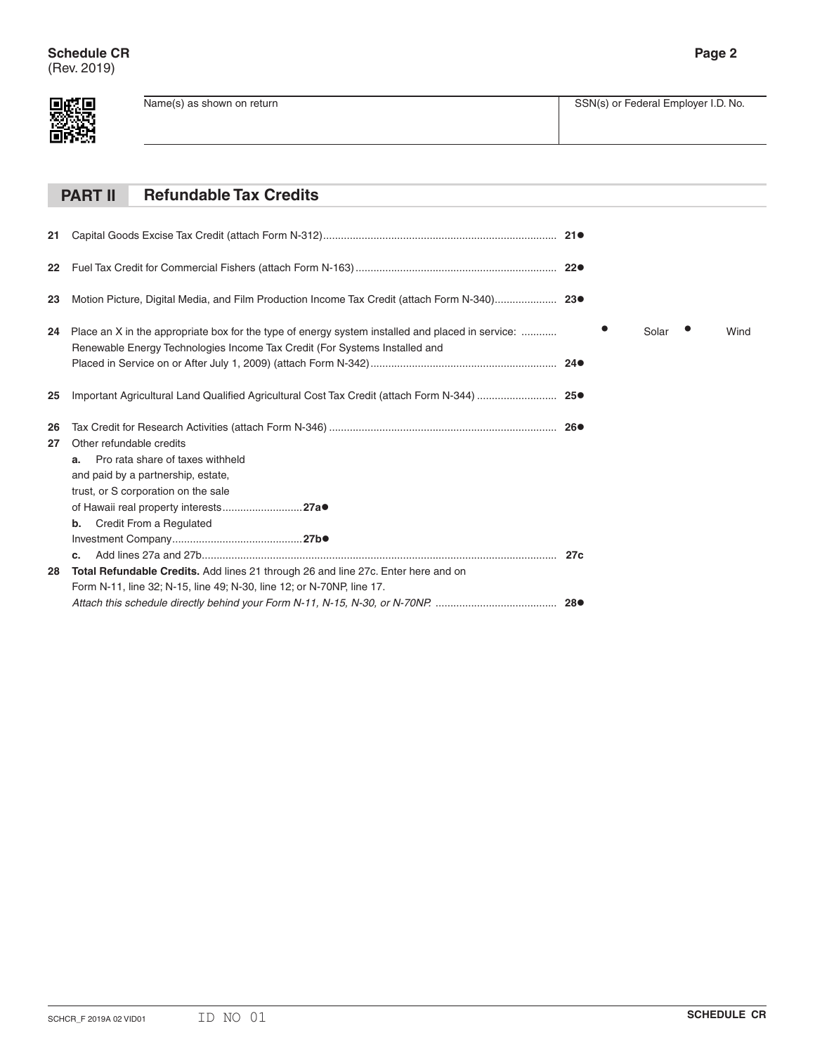**Schedule CR**
(Rev. 2019)

| Name(s) as shown on return | SSN(s) or Federal Employer I.D. No. |
|---|---|
| | |

## PART II Refundable Tax Credits

21 Capital Goods Excise Tax Credit (attach Form N-312) .......... 21●

22 Fuel Tax Credit for Commercial Fishers (attach Form N-163) .......... 22●

23 Motion Picture, Digital Media, and Film Production Income Tax Credit (attach Form N-340) .......... 23●

24 Place an X in the appropriate box for the type of energy system installed and placed in service: .......... ● Solar ● Wind
Renewable Energy Technologies Income Tax Credit (For Systems Installed and Placed in Service on or After July 1, 2009) (attach Form N-342) .......... 24●

25 Important Agricultural Land Qualified Agricultural Cost Tax Credit (attach Form N-344) .......... 25●

26 Tax Credit for Research Activities (attach Form N-346) .......... 26●

27 Other refundable credits

a. Pro rata share of taxes withheld and paid by a partnership, estate, trust, or S corporation on the sale of Hawaii real property interests .......... 27a●

b. Credit From a Regulated Investment Company .......... 27b●

c. Add lines 27a and 27b .......... 27c

28 **Total Refundable Credits.** Add lines 21 through 26 and line 27c. Enter here and on Form N-11, line 32; N-15, line 49; N-30, line 12; or N-70NP, line 17.
*Attach this schedule directly behind your Form N-11, N-15, N-30, or N-70NP.* .......... 28●

SCHCR_F 2019A 02 VID01 ID NO 01 SCHEDULE CR